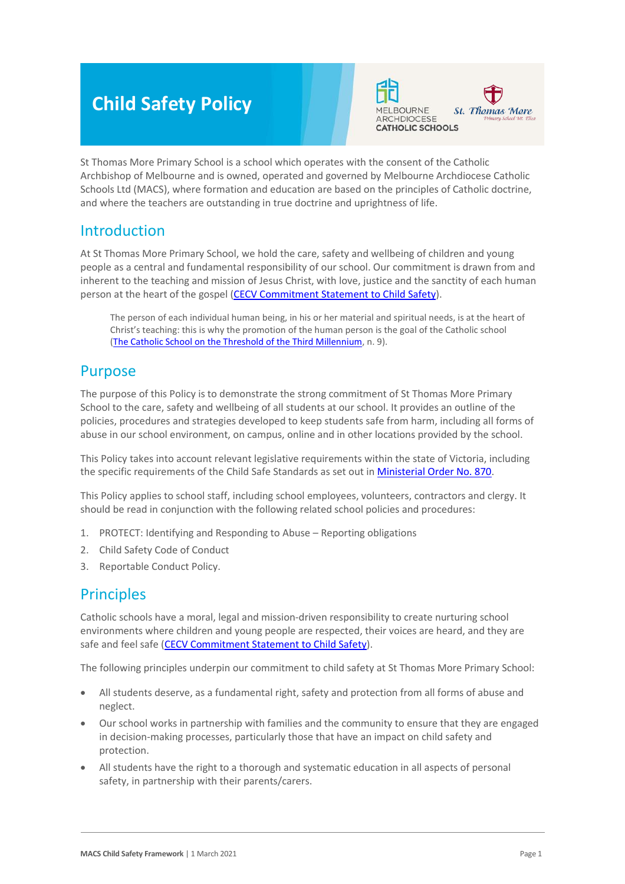# Child Safety Policy

St Thomas More Primary School is a school which operates with the consent of the Catholic Archbishop of Melbourne and is owned, operated and governed by Melbourne Archdiocese Catholic Schools Ltd (MACS), where formation and education are based on the principles of Catholic doctrine, and where the teachers are outstanding in true doctrine and uprightness of life.

## Introduction

At St Thomas More Primary School, we hold the care, safety and wellbeing of children and young people as a central and fundamental responsibility of our school. Our commitment is drawn from and inherent to the teaching and mission of Jesus Christ, with love, justice and the sanctity of each human person at the heart of the gospel (CECV Commitment Statement to Child Safety).

> The person of each individual human being, in his or her material and spiritual needs, is at the heart of Christ's teaching: this is why the promotion of the human person is the goal of the Catholic school (The Catholic School on the Threshold of the Third Millennium, n. 9).

## Purpose

The purpose of this Policy is to demonstrate the strong commitment of St Thomas More Primary School to the care, safety and wellbeing of all students at our school. It provides an outline of the policies, procedures and strategies developed to keep students safe from harm, including all forms of abuse in our school environment, on campus, online and in other locations provided by the school.

This Policy takes into account relevant legislative requirements within the state of Victoria, including the specific requirements of the Child Safe Standards as set out in Ministerial Order No. 870.

This Policy applies to school staff, including school employees, volunteers, contractors and clergy. It should be read in conjunction with the following related school policies and procedures:

1. PROTECT: Identifying and Responding to Abuse – Reporting obligations
2. Child Safety Code of Conduct
3. Reportable Conduct Policy.

## Principles

Catholic schools have a moral, legal and mission-driven responsibility to create nurturing school environments where children and young people are respected, their voices are heard, and they are safe and feel safe (CECV Commitment Statement to Child Safety).

The following principles underpin our commitment to child safety at St Thomas More Primary School:

- All students deserve, as a fundamental right, safety and protection from all forms of abuse and neglect.
- Our school works in partnership with families and the community to ensure that they are engaged in decision-making processes, particularly those that have an impact on child safety and protection.
- All students have the right to a thorough and systematic education in all aspects of personal safety, in partnership with their parents/carers.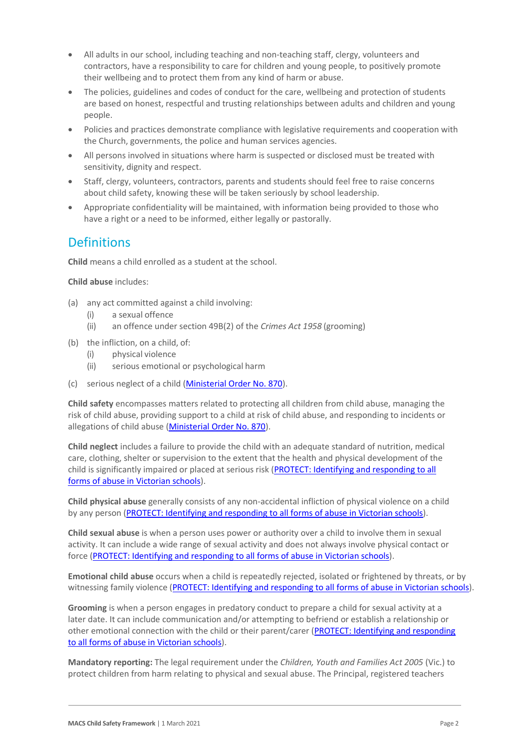- All adults in our school, including teaching and non-teaching staff, clergy, volunteers and contractors, have a responsibility to care for children and young people, to positively promote their wellbeing and to protect them from any kind of harm or abuse.
- The policies, guidelines and codes of conduct for the care, wellbeing and protection of students are based on honest, respectful and trusting relationships between adults and children and young people.
- Policies and practices demonstrate compliance with legislative requirements and cooperation with the Church, governments, the police and human services agencies.
- All persons involved in situations where harm is suspected or disclosed must be treated with sensitivity, dignity and respect.
- Staff, clergy, volunteers, contractors, parents and students should feel free to raise concerns about child safety, knowing these will be taken seriously by school leadership.
- Appropriate confidentiality will be maintained, with information being provided to those who have a right or a need to be informed, either legally or pastorally.

## Definitions

**Child** means a child enrolled as a student at the school.

**Child abuse** includes:

(a) any act committed against a child involving:
  (i) a sexual offence
  (ii) an offence under section 49B(2) of the *Crimes Act 1958* (grooming)

(b) the infliction, on a child, of:
  (i) physical violence
  (ii) serious emotional or psychological harm

(c) serious neglect of a child (Ministerial Order No. 870).

**Child safety** encompasses matters related to protecting all children from child abuse, managing the risk of child abuse, providing support to a child at risk of child abuse, and responding to incidents or allegations of child abuse (Ministerial Order No. 870).

**Child neglect** includes a failure to provide the child with an adequate standard of nutrition, medical care, clothing, shelter or supervision to the extent that the health and physical development of the child is significantly impaired or placed at serious risk (PROTECT: Identifying and responding to all forms of abuse in Victorian schools).

**Child physical abuse** generally consists of any non-accidental infliction of physical violence on a child by any person (PROTECT: Identifying and responding to all forms of abuse in Victorian schools).

**Child sexual abuse** is when a person uses power or authority over a child to involve them in sexual activity. It can include a wide range of sexual activity and does not always involve physical contact or force (PROTECT: Identifying and responding to all forms of abuse in Victorian schools).

**Emotional child abuse** occurs when a child is repeatedly rejected, isolated or frightened by threats, or by witnessing family violence (PROTECT: Identifying and responding to all forms of abuse in Victorian schools).

**Grooming** is when a person engages in predatory conduct to prepare a child for sexual activity at a later date. It can include communication and/or attempting to befriend or establish a relationship or other emotional connection with the child or their parent/carer (PROTECT: Identifying and responding to all forms of abuse in Victorian schools).

**Mandatory reporting:** The legal requirement under the *Children, Youth and Families Act 2005* (Vic.) to protect children from harm relating to physical and sexual abuse. The Principal, registered teachers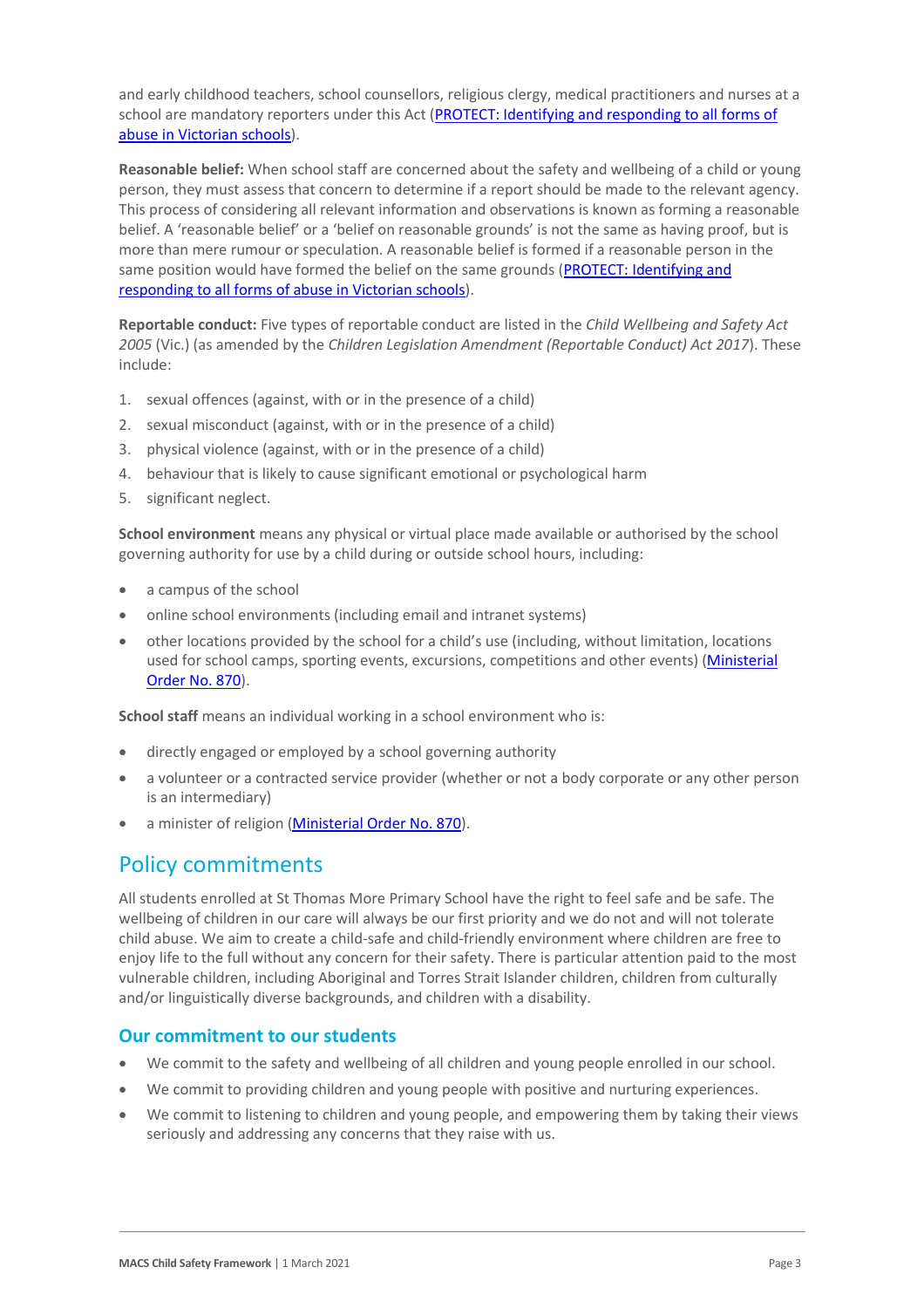and early childhood teachers, school counsellors, religious clergy, medical practitioners and nurses at a school are mandatory reporters under this Act ([PROTECT: Identifying and responding to all forms of abuse in Victorian schools]).

**Reasonable belief:** When school staff are concerned about the safety and wellbeing of a child or young person, they must assess that concern to determine if a report should be made to the relevant agency. This process of considering all relevant information and observations is known as forming a reasonable belief. A 'reasonable belief' or a 'belief on reasonable grounds' is not the same as having proof, but is more than mere rumour or speculation. A reasonable belief is formed if a reasonable person in the same position would have formed the belief on the same grounds ([PROTECT: Identifying and responding to all forms of abuse in Victorian schools]).

**Reportable conduct:** Five types of reportable conduct are listed in the *Child Wellbeing and Safety Act 2005* (Vic.) (as amended by the *Children Legislation Amendment (Reportable Conduct) Act 2017*). These include:

1. sexual offences (against, with or in the presence of a child)
2. sexual misconduct (against, with or in the presence of a child)
3. physical violence (against, with or in the presence of a child)
4. behaviour that is likely to cause significant emotional or psychological harm
5. significant neglect.

**School environment** means any physical or virtual place made available or authorised by the school governing authority for use by a child during or outside school hours, including:

- a campus of the school
- online school environments (including email and intranet systems)
- other locations provided by the school for a child's use (including, without limitation, locations used for school camps, sporting events, excursions, competitions and other events) ([Ministerial Order No. 870]).

**School staff** means an individual working in a school environment who is:

- directly engaged or employed by a school governing authority
- a volunteer or a contracted service provider (whether or not a body corporate or any other person is an intermediary)
- a minister of religion ([Ministerial Order No. 870]).

## Policy commitments

All students enrolled at St Thomas More Primary School have the right to feel safe and be safe. The wellbeing of children in our care will always be our first priority and we do not and will not tolerate child abuse. We aim to create a child-safe and child-friendly environment where children are free to enjoy life to the full without any concern for their safety. There is particular attention paid to the most vulnerable children, including Aboriginal and Torres Strait Islander children, children from culturally and/or linguistically diverse backgrounds, and children with a disability.

### Our commitment to our students

- We commit to the safety and wellbeing of all children and young people enrolled in our school.
- We commit to providing children and young people with positive and nurturing experiences.
- We commit to listening to children and young people, and empowering them by taking their views seriously and addressing any concerns that they raise with us.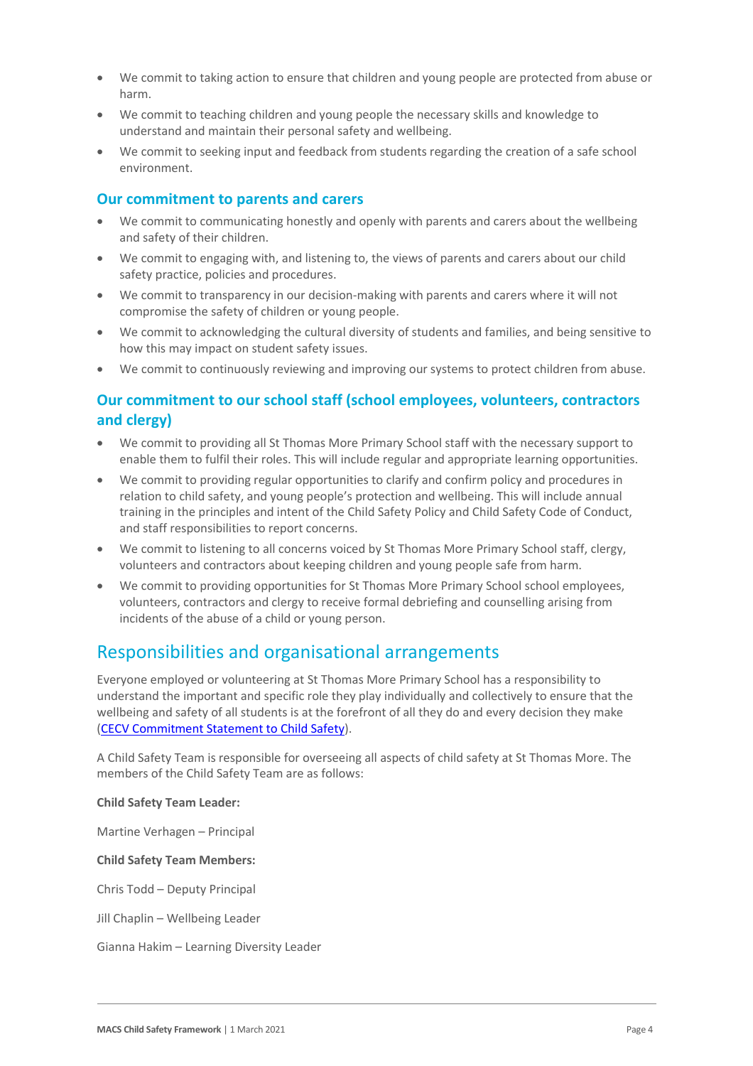- We commit to taking action to ensure that children and young people are protected from abuse or harm.
- We commit to teaching children and young people the necessary skills and knowledge to understand and maintain their personal safety and wellbeing.
- We commit to seeking input and feedback from students regarding the creation of a safe school environment.

### Our commitment to parents and carers

- We commit to communicating honestly and openly with parents and carers about the wellbeing and safety of their children.
- We commit to engaging with, and listening to, the views of parents and carers about our child safety practice, policies and procedures.
- We commit to transparency in our decision-making with parents and carers where it will not compromise the safety of children or young people.
- We commit to acknowledging the cultural diversity of students and families, and being sensitive to how this may impact on student safety issues.
- We commit to continuously reviewing and improving our systems to protect children from abuse.

### Our commitment to our school staff (school employees, volunteers, contractors and clergy)

- We commit to providing all St Thomas More Primary School staff with the necessary support to enable them to fulfil their roles. This will include regular and appropriate learning opportunities.
- We commit to providing regular opportunities to clarify and confirm policy and procedures in relation to child safety, and young people's protection and wellbeing. This will include annual training in the principles and intent of the Child Safety Policy and Child Safety Code of Conduct, and staff responsibilities to report concerns.
- We commit to listening to all concerns voiced by St Thomas More Primary School staff, clergy, volunteers and contractors about keeping children and young people safe from harm.
- We commit to providing opportunities for St Thomas More Primary School school employees, volunteers, contractors and clergy to receive formal debriefing and counselling arising from incidents of the abuse of a child or young person.

## Responsibilities and organisational arrangements

Everyone employed or volunteering at St Thomas More Primary School has a responsibility to understand the important and specific role they play individually and collectively to ensure that the wellbeing and safety of all students is at the forefront of all they do and every decision they make (CECV Commitment Statement to Child Safety).

A Child Safety Team is responsible for overseeing all aspects of child safety at St Thomas More. The members of the Child Safety Team are as follows:

**Child Safety Team Leader:**

Martine Verhagen – Principal

**Child Safety Team Members:**

Chris Todd – Deputy Principal

Jill Chaplin – Wellbeing Leader

Gianna Hakim – Learning Diversity Leader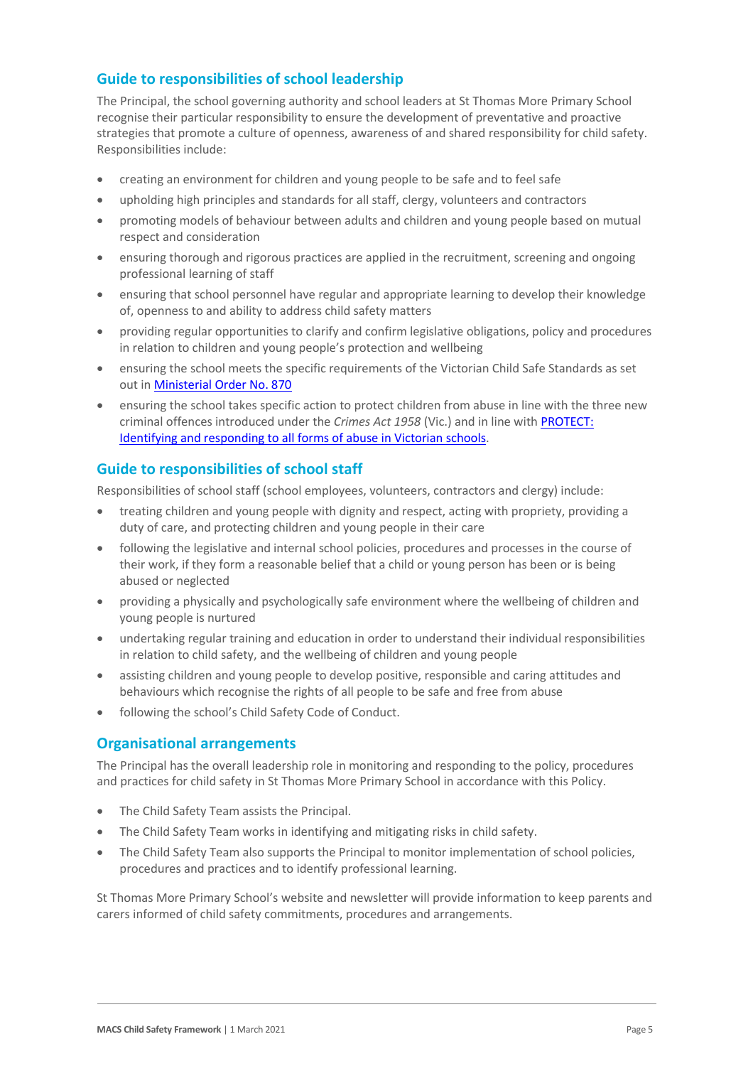## Guide to responsibilities of school leadership

The Principal, the school governing authority and school leaders at St Thomas More Primary School recognise their particular responsibility to ensure the development of preventative and proactive strategies that promote a culture of openness, awareness of and shared responsibility for child safety. Responsibilities include:

- creating an environment for children and young people to be safe and to feel safe
- upholding high principles and standards for all staff, clergy, volunteers and contractors
- promoting models of behaviour between adults and children and young people based on mutual respect and consideration
- ensuring thorough and rigorous practices are applied in the recruitment, screening and ongoing professional learning of staff
- ensuring that school personnel have regular and appropriate learning to develop their knowledge of, openness to and ability to address child safety matters
- providing regular opportunities to clarify and confirm legislative obligations, policy and procedures in relation to children and young people's protection and wellbeing
- ensuring the school meets the specific requirements of the Victorian Child Safe Standards as set out in [Ministerial Order No. 870]
- ensuring the school takes specific action to protect children from abuse in line with the three new criminal offences introduced under the *Crimes Act 1958* (Vic.) and in line with [PROTECT: Identifying and responding to all forms of abuse in Victorian schools].

## Guide to responsibilities of school staff

Responsibilities of school staff (school employees, volunteers, contractors and clergy) include:

- treating children and young people with dignity and respect, acting with propriety, providing a duty of care, and protecting children and young people in their care
- following the legislative and internal school policies, procedures and processes in the course of their work, if they form a reasonable belief that a child or young person has been or is being abused or neglected
- providing a physically and psychologically safe environment where the wellbeing of children and young people is nurtured
- undertaking regular training and education in order to understand their individual responsibilities in relation to child safety, and the wellbeing of children and young people
- assisting children and young people to develop positive, responsible and caring attitudes and behaviours which recognise the rights of all people to be safe and free from abuse
- following the school's Child Safety Code of Conduct.

## Organisational arrangements

The Principal has the overall leadership role in monitoring and responding to the policy, procedures and practices for child safety in St Thomas More Primary School in accordance with this Policy.

- The Child Safety Team assists the Principal.
- The Child Safety Team works in identifying and mitigating risks in child safety.
- The Child Safety Team also supports the Principal to monitor implementation of school policies, procedures and practices and to identify professional learning.

St Thomas More Primary School's website and newsletter will provide information to keep parents and carers informed of child safety commitments, procedures and arrangements.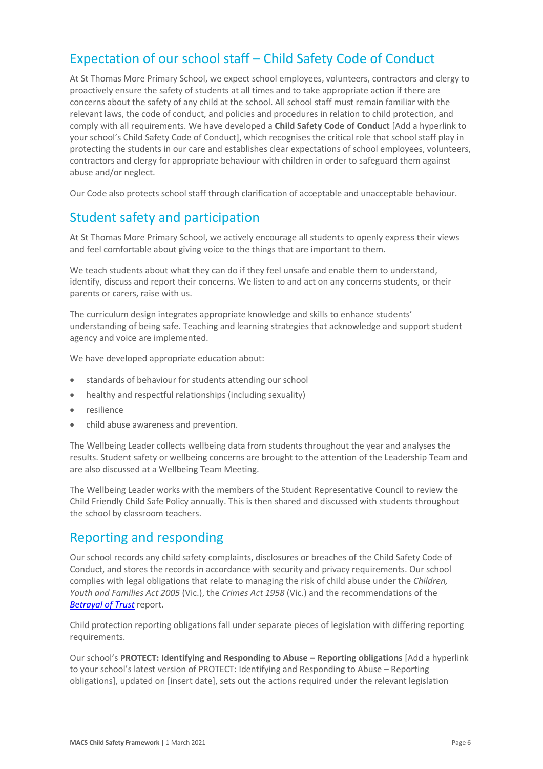## Expectation of our school staff – Child Safety Code of Conduct

At St Thomas More Primary School, we expect school employees, volunteers, contractors and clergy to proactively ensure the safety of students at all times and to take appropriate action if there are concerns about the safety of any child at the school. All school staff must remain familiar with the relevant laws, the code of conduct, and policies and procedures in relation to child protection, and comply with all requirements. We have developed a **Child Safety Code of Conduct** [Add a hyperlink to your school's Child Safety Code of Conduct], which recognises the critical role that school staff play in protecting the students in our care and establishes clear expectations of school employees, volunteers, contractors and clergy for appropriate behaviour with children in order to safeguard them against abuse and/or neglect.

Our Code also protects school staff through clarification of acceptable and unacceptable behaviour.

## Student safety and participation

At St Thomas More Primary School, we actively encourage all students to openly express their views and feel comfortable about giving voice to the things that are important to them.

We teach students about what they can do if they feel unsafe and enable them to understand, identify, discuss and report their concerns. We listen to and act on any concerns students, or their parents or carers, raise with us.

The curriculum design integrates appropriate knowledge and skills to enhance students' understanding of being safe. Teaching and learning strategies that acknowledge and support student agency and voice are implemented.

We have developed appropriate education about:

- standards of behaviour for students attending our school
- healthy and respectful relationships (including sexuality)
- resilience
- child abuse awareness and prevention.

The Wellbeing Leader collects wellbeing data from students throughout the year and analyses the results. Student safety or wellbeing concerns are brought to the attention of the Leadership Team and are also discussed at a Wellbeing Team Meeting.

The Wellbeing Leader works with the members of the Student Representative Council to review the Child Friendly Child Safe Policy annually. This is then shared and discussed with students throughout the school by classroom teachers.

## Reporting and responding

Our school records any child safety complaints, disclosures or breaches of the Child Safety Code of Conduct, and stores the records in accordance with security and privacy requirements. Our school complies with legal obligations that relate to managing the risk of child abuse under the *Children, Youth and Families Act 2005* (Vic.), the *Crimes Act 1958* (Vic.) and the recommendations of the *Betrayal of Trust* report.

Child protection reporting obligations fall under separate pieces of legislation with differing reporting requirements.

Our school's **PROTECT: Identifying and Responding to Abuse – Reporting obligations** [Add a hyperlink to your school's latest version of PROTECT: Identifying and Responding to Abuse – Reporting obligations], updated on [insert date], sets out the actions required under the relevant legislation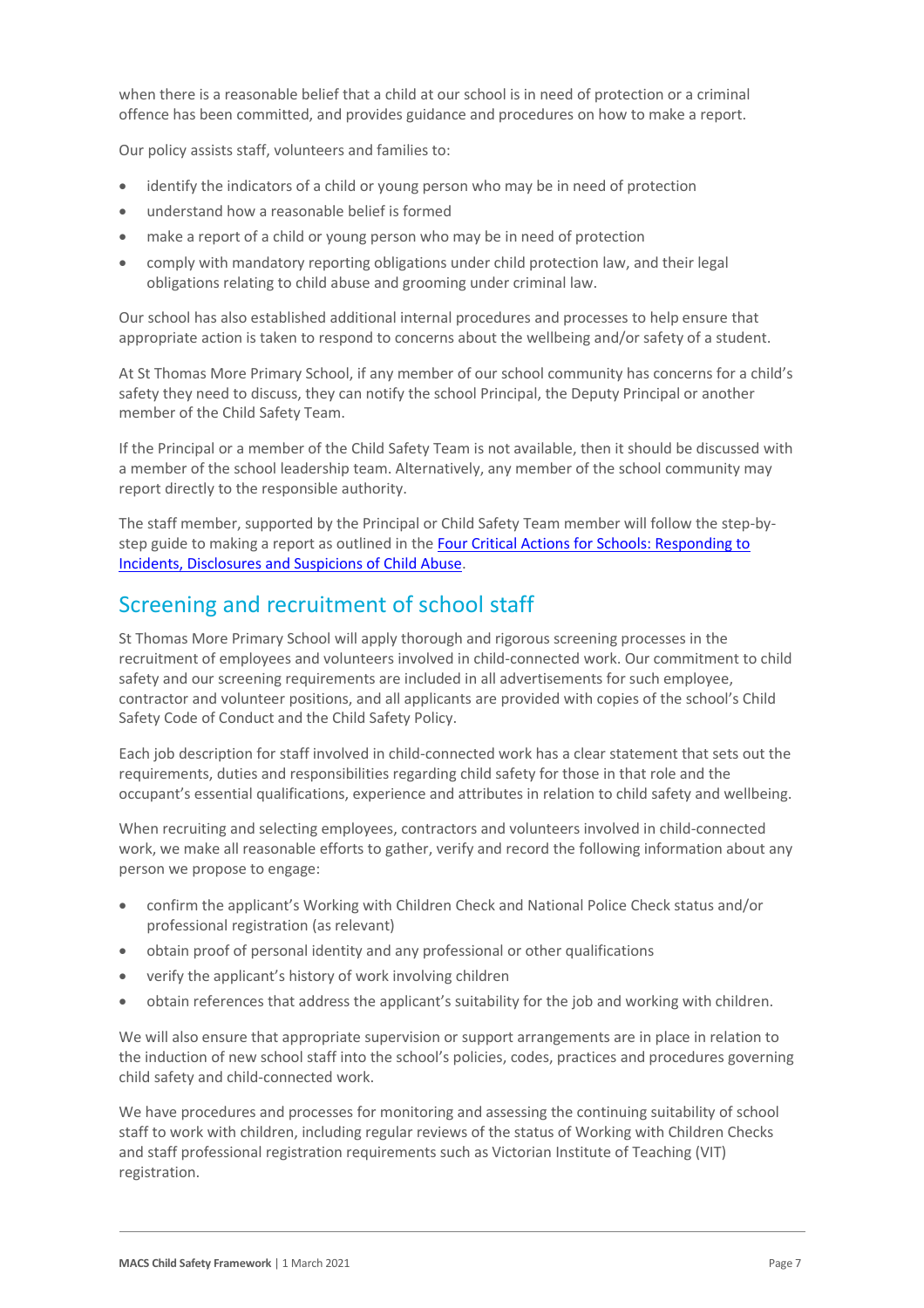when there is a reasonable belief that a child at our school is in need of protection or a criminal offence has been committed, and provides guidance and procedures on how to make a report.

Our policy assists staff, volunteers and families to:

- identify the indicators of a child or young person who may be in need of protection
- understand how a reasonable belief is formed
- make a report of a child or young person who may be in need of protection
- comply with mandatory reporting obligations under child protection law, and their legal obligations relating to child abuse and grooming under criminal law.

Our school has also established additional internal procedures and processes to help ensure that appropriate action is taken to respond to concerns about the wellbeing and/or safety of a student.

At St Thomas More Primary School, if any member of our school community has concerns for a child's safety they need to discuss, they can notify the school Principal, the Deputy Principal or another member of the Child Safety Team.

If the Principal or a member of the Child Safety Team is not available, then it should be discussed with a member of the school leadership team. Alternatively, any member of the school community may report directly to the responsible authority.

The staff member, supported by the Principal or Child Safety Team member will follow the step-by-step guide to making a report as outlined in the [Four Critical Actions for Schools: Responding to Incidents, Disclosures and Suspicions of Child Abuse].

## Screening and recruitment of school staff

St Thomas More Primary School will apply thorough and rigorous screening processes in the recruitment of employees and volunteers involved in child-connected work. Our commitment to child safety and our screening requirements are included in all advertisements for such employee, contractor and volunteer positions, and all applicants are provided with copies of the school's Child Safety Code of Conduct and the Child Safety Policy.

Each job description for staff involved in child-connected work has a clear statement that sets out the requirements, duties and responsibilities regarding child safety for those in that role and the occupant's essential qualifications, experience and attributes in relation to child safety and wellbeing.

When recruiting and selecting employees, contractors and volunteers involved in child-connected work, we make all reasonable efforts to gather, verify and record the following information about any person we propose to engage:

- confirm the applicant's Working with Children Check and National Police Check status and/or professional registration (as relevant)
- obtain proof of personal identity and any professional or other qualifications
- verify the applicant's history of work involving children
- obtain references that address the applicant's suitability for the job and working with children.

We will also ensure that appropriate supervision or support arrangements are in place in relation to the induction of new school staff into the school's policies, codes, practices and procedures governing child safety and child-connected work.

We have procedures and processes for monitoring and assessing the continuing suitability of school staff to work with children, including regular reviews of the status of Working with Children Checks and staff professional registration requirements such as Victorian Institute of Teaching (VIT) registration.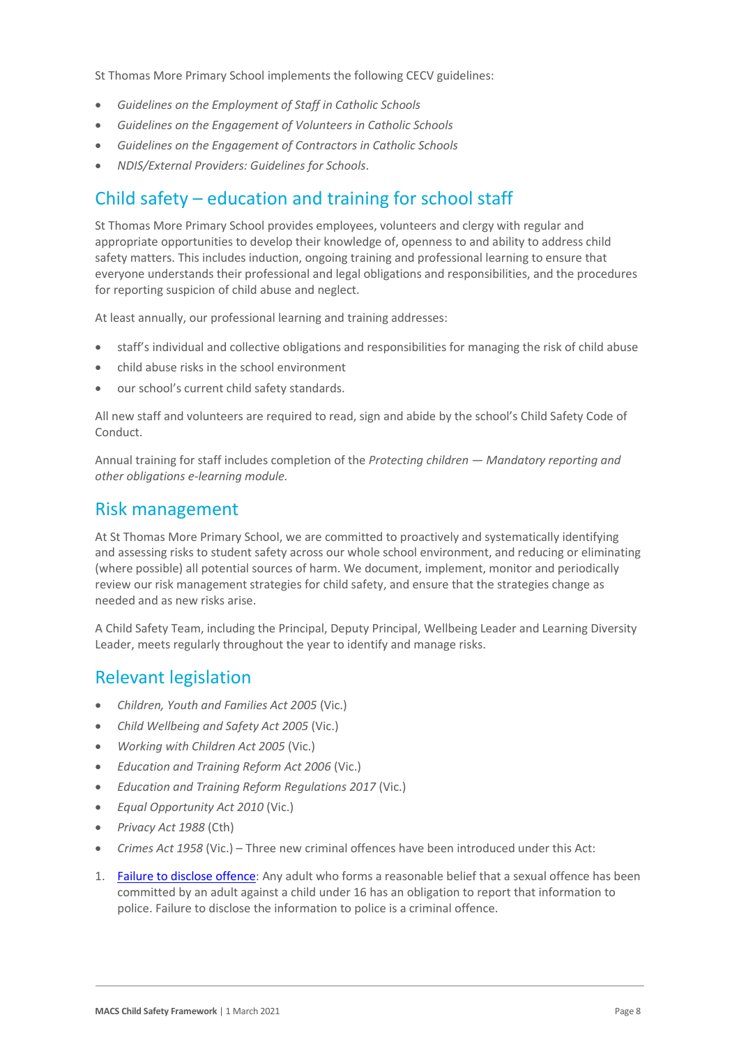St Thomas More Primary School implements the following CECV guidelines:

- *Guidelines on the Employment of Staff in Catholic Schools*
- *Guidelines on the Engagement of Volunteers in Catholic Schools*
- *Guidelines on the Engagement of Contractors in Catholic Schools*
- *NDIS/External Providers: Guidelines for Schools*.

## Child safety – education and training for school staff

St Thomas More Primary School provides employees, volunteers and clergy with regular and appropriate opportunities to develop their knowledge of, openness to and ability to address child safety matters. This includes induction, ongoing training and professional learning to ensure that everyone understands their professional and legal obligations and responsibilities, and the procedures for reporting suspicion of child abuse and neglect.

At least annually, our professional learning and training addresses:

- staff's individual and collective obligations and responsibilities for managing the risk of child abuse
- child abuse risks in the school environment
- our school's current child safety standards.

All new staff and volunteers are required to read, sign and abide by the school's Child Safety Code of Conduct.

Annual training for staff includes completion of the *Protecting children — Mandatory reporting and other obligations e-learning module.*

## Risk management

At St Thomas More Primary School, we are committed to proactively and systematically identifying and assessing risks to student safety across our whole school environment, and reducing or eliminating (where possible) all potential sources of harm. We document, implement, monitor and periodically review our risk management strategies for child safety, and ensure that the strategies change as needed and as new risks arise.

A Child Safety Team, including the Principal, Deputy Principal, Wellbeing Leader and Learning Diversity Leader, meets regularly throughout the year to identify and manage risks.

## Relevant legislation

- *Children, Youth and Families Act 2005* (Vic.)
- *Child Wellbeing and Safety Act 2005* (Vic.)
- *Working with Children Act 2005* (Vic.)
- *Education and Training Reform Act 2006* (Vic.)
- *Education and Training Reform Regulations 2017* (Vic.)
- *Equal Opportunity Act 2010* (Vic.)
- *Privacy Act 1988* (Cth)
- *Crimes Act 1958* (Vic.) – Three new criminal offences have been introduced under this Act:

1. Failure to disclose offence: Any adult who forms a reasonable belief that a sexual offence has been committed by an adult against a child under 16 has an obligation to report that information to police. Failure to disclose the information to police is a criminal offence.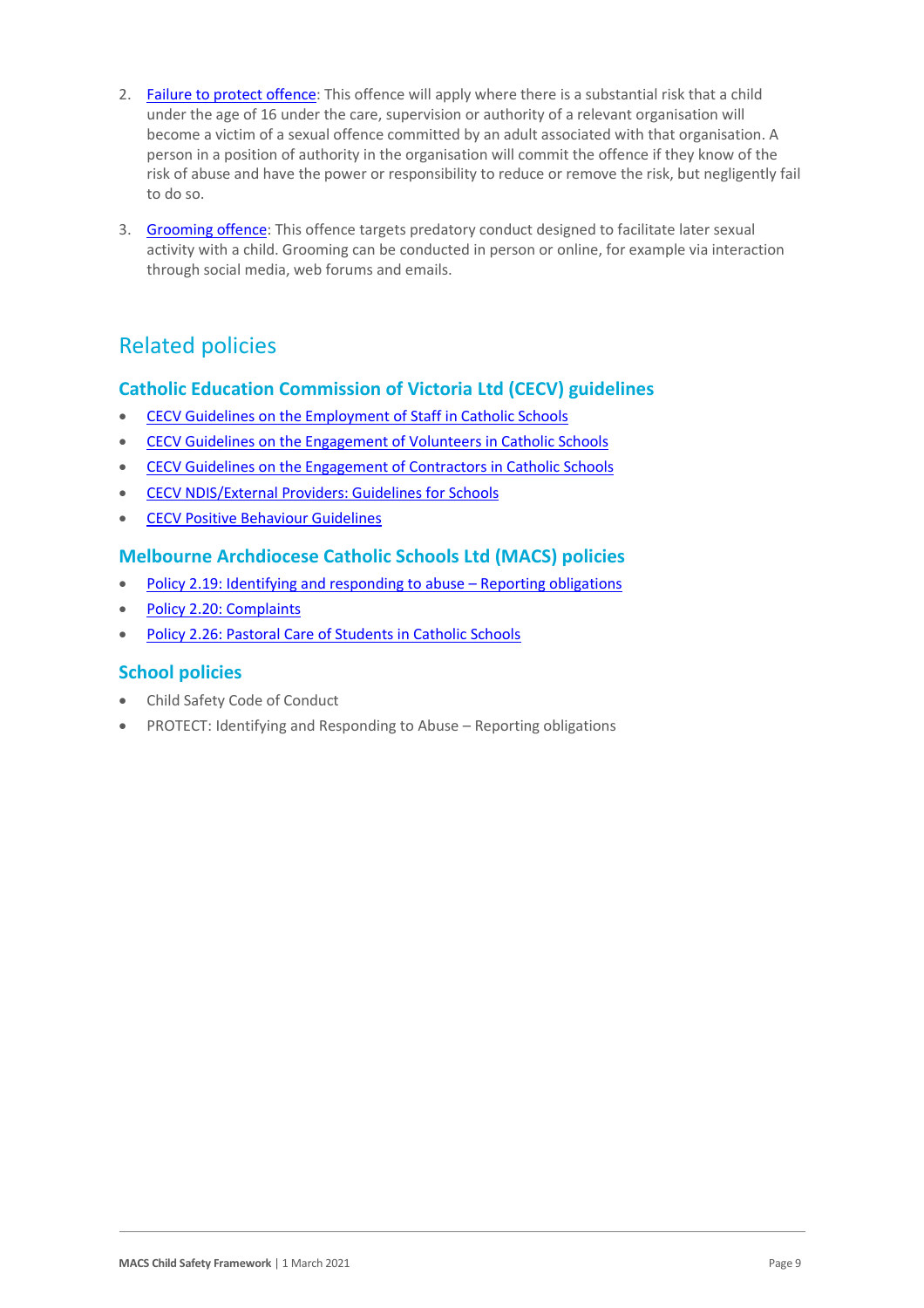2. Failure to protect offence: This offence will apply where there is a substantial risk that a child under the age of 16 under the care, supervision or authority of a relevant organisation will become a victim of a sexual offence committed by an adult associated with that organisation. A person in a position of authority in the organisation will commit the offence if they know of the risk of abuse and have the power or responsibility to reduce or remove the risk, but negligently fail to do so.

3. Grooming offence: This offence targets predatory conduct designed to facilitate later sexual activity with a child. Grooming can be conducted in person or online, for example via interaction through social media, web forums and emails.

## Related policies

### Catholic Education Commission of Victoria Ltd (CECV) guidelines

- CECV Guidelines on the Employment of Staff in Catholic Schools
- CECV Guidelines on the Engagement of Volunteers in Catholic Schools
- CECV Guidelines on the Engagement of Contractors in Catholic Schools
- CECV NDIS/External Providers: Guidelines for Schools
- CECV Positive Behaviour Guidelines

### Melbourne Archdiocese Catholic Schools Ltd (MACS) policies

- Policy 2.19: Identifying and responding to abuse – Reporting obligations
- Policy 2.20: Complaints
- Policy 2.26: Pastoral Care of Students in Catholic Schools

### School policies

- Child Safety Code of Conduct
- PROTECT: Identifying and Responding to Abuse – Reporting obligations